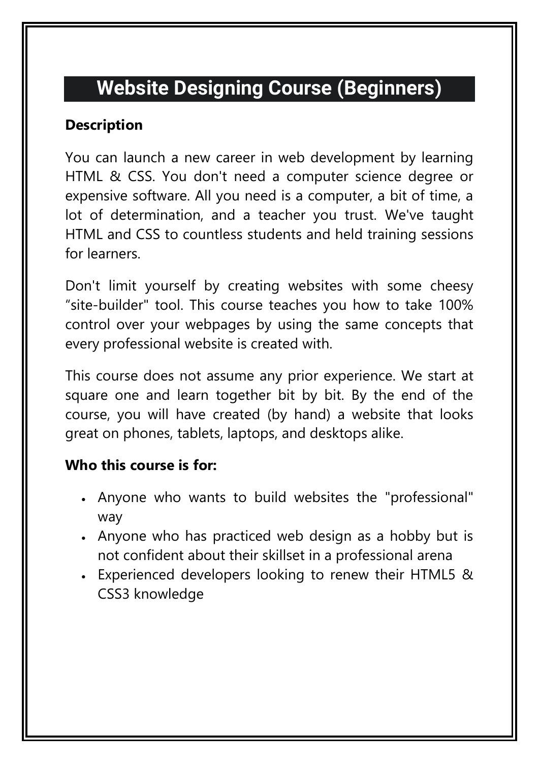# Website Designing Course (Beginners)

**Description**

You can launch a new career in web development by learning HTML & CSS. You don't need a computer science degree or expensive software. All you need is a computer, a bit of time, a lot of determination, and a teacher you trust. We've taught HTML and CSS to countless students and held training sessions for learners.

Don't limit yourself by creating websites with some cheesy “site-builder" tool. This course teaches you how to take 100% control over your webpages by using the same concepts that every professional website is created with.

This course does not assume any prior experience. We start at square one and learn together bit by bit. By the end of the course, you will have created (by hand) a website that looks great on phones, tablets, laptops, and desktops alike.

**Who this course is for:**

- Anyone who wants to build websites the "professional" way
- Anyone who has practiced web design as a hobby but is not confident about their skillset in a professional arena
- Experienced developers looking to renew their HTML5 & CSS3 knowledge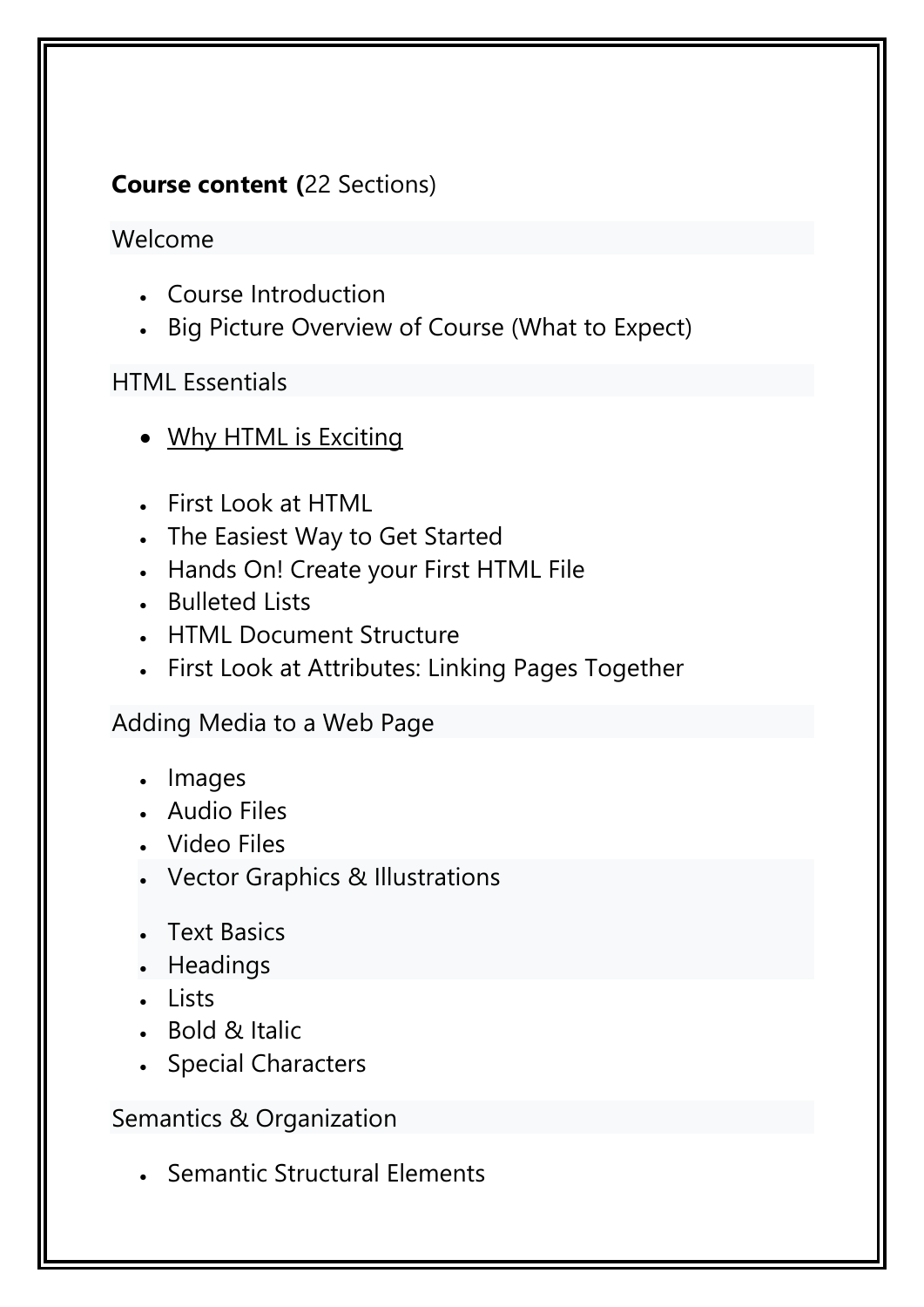**Course content (**22 Sections)

Welcome

- Course Introduction
- Big Picture Overview of Course (What to Expect)

HTML Essentials

- <u>Why HTML is Exciting</u>

- First Look at HTML
- The Easiest Way to Get Started
- Hands On! Create your First HTML File
- Bulleted Lists
- HTML Document Structure
- First Look at Attributes: Linking Pages Together

Adding Media to a Web Page

- Images
- Audio Files
- Video Files
- Vector Graphics & Illustrations

- Text Basics
- Headings
- Lists
- Bold & Italic
- Special Characters

Semantics & Organization

- Semantic Structural Elements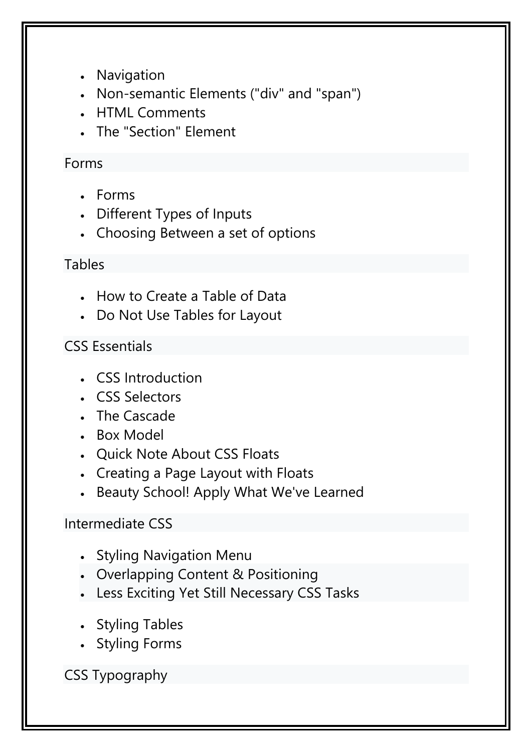- Navigation
- Non-semantic Elements ("div" and "span")
- HTML Comments
- The "Section" Element

### Forms

- Forms
- Different Types of Inputs
- Choosing Between a set of options

### Tables

- How to Create a Table of Data
- Do Not Use Tables for Layout

### CSS Essentials

- CSS Introduction
- CSS Selectors
- The Cascade
- Box Model
- Quick Note About CSS Floats
- Creating a Page Layout with Floats
- Beauty School! Apply What We've Learned

### Intermediate CSS

- Styling Navigation Menu
- Overlapping Content & Positioning
- Less Exciting Yet Still Necessary CSS Tasks
- Styling Tables
- Styling Forms

### CSS Typography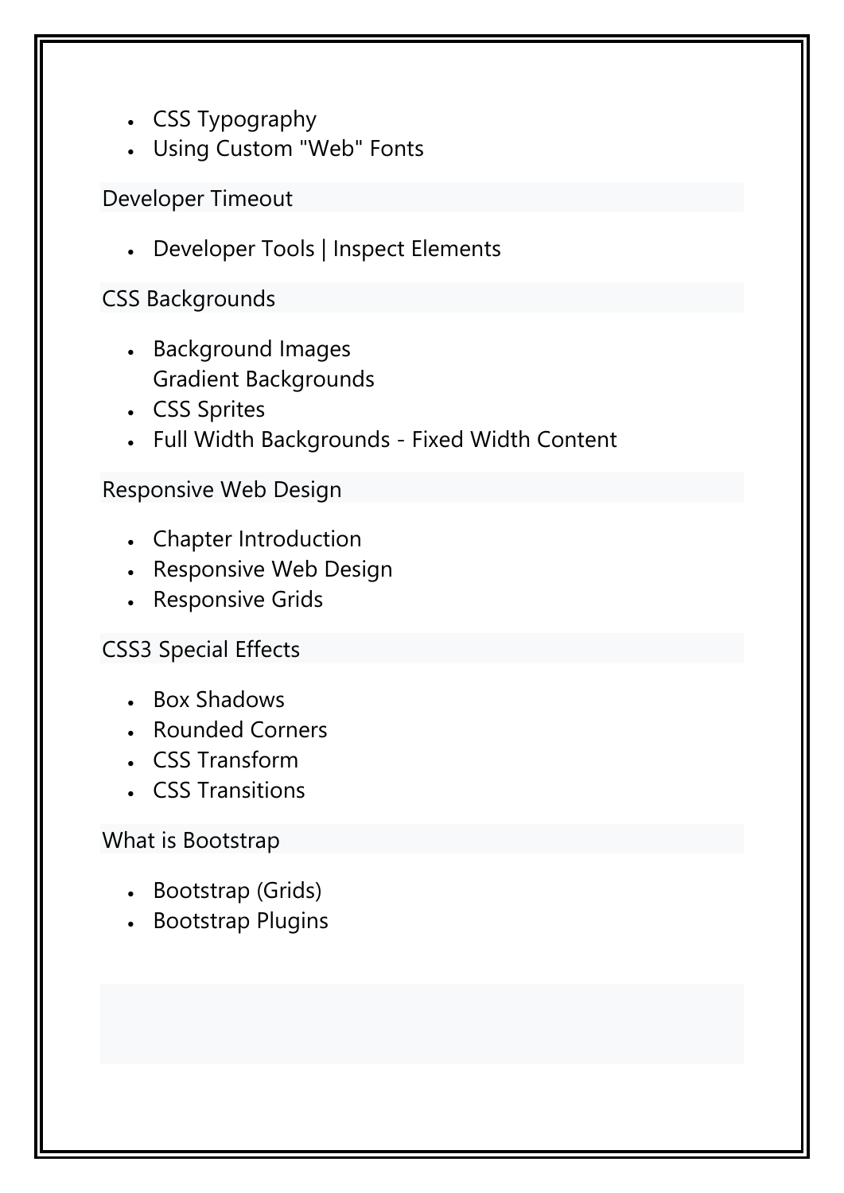- CSS Typography
- Using Custom "Web" Fonts

### Developer Timeout

- Developer Tools | Inspect Elements

### CSS Backgrounds

- Background Images
  Gradient Backgrounds
- CSS Sprites
- Full Width Backgrounds - Fixed Width Content

### Responsive Web Design

- Chapter Introduction
- Responsive Web Design
- Responsive Grids

### CSS3 Special Effects

- Box Shadows
- Rounded Corners
- CSS Transform
- CSS Transitions

### What is Bootstrap

- Bootstrap (Grids)
- Bootstrap Plugins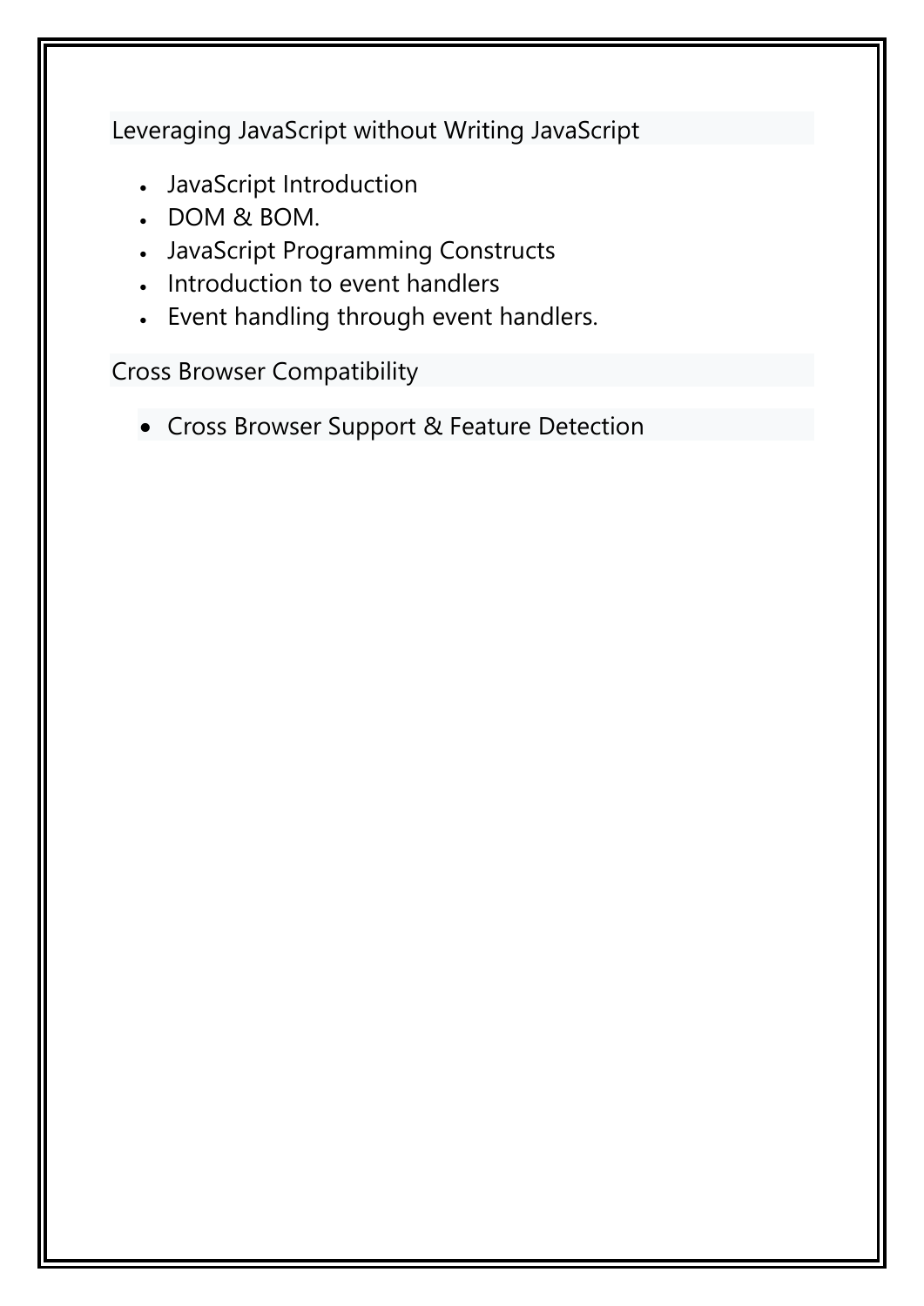## Leveraging JavaScript without Writing JavaScript

- JavaScript Introduction
- DOM & BOM.
- JavaScript Programming Constructs
- Introduction to event handlers
- Event handling through event handlers.

## Cross Browser Compatibility

- Cross Browser Support & Feature Detection